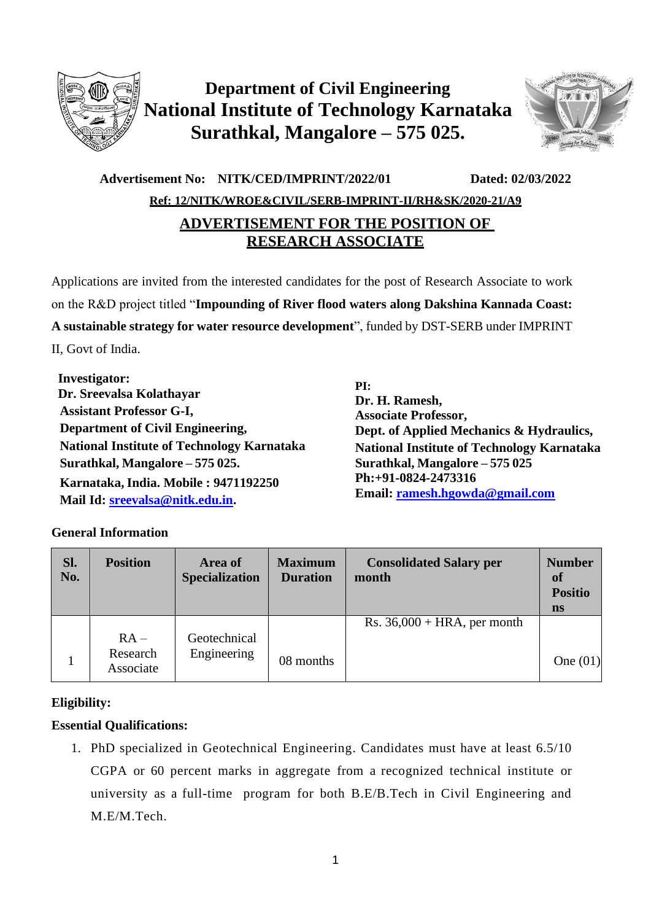# Department of Civil Engineering
# National Institute of Technology Karnataka
# Surathkal, Mangalore – 575 025.

**Advertisement No: NITK/CED/IMPRINT/2022/01** **Dated: 02/03/2022**

**Ref: 12/NITK/WROE&CIVIL/SERB-IMPRINT-II/RH&SK/2020-21/A9**

## ADVERTISEMENT FOR THE POSITION OF RESEARCH ASSOCIATE

Applications are invited from the interested candidates for the post of Research Associate to work on the R&D project titled "**Impounding of River flood waters along Dakshina Kannada Coast: A sustainable strategy for water resource development**", funded by DST-SERB under IMPRINT II, Govt of India.

**Investigator:**
**Dr. Sreevalsa Kolathayar**
**Assistant Professor G-I,**
**Department of Civil Engineering,**
**National Institute of Technology Karnataka**
**Surathkal, Mangalore – 575 025.**
**Karnataka, India. Mobile : 9471192250**
**Mail Id: sreevalsa@nitk.edu.in.**

**PI:**
**Dr. H. Ramesh,**
**Associate Professor,**
**Dept. of Applied Mechanics & Hydraulics,**
**National Institute of Technology Karnataka**
**Surathkal, Mangalore – 575 025**
**Ph:+91-0824-2473316**
**Email: ramesh.hgowda@gmail.com**

**General Information**

| Sl. No. | Position | Area of Specialization | Maximum Duration | Consolidated Salary per month | Number of Positions |
|---|---|---|---|---|---|
| 1 | RA – Research Associate | Geotechnical Engineering | 08 months | Rs. 36,000 + HRA, per month | One (01) |

**Eligibility:**

**Essential Qualifications:**

1. PhD specialized in Geotechnical Engineering. Candidates must have at least 6.5/10 CGPA or 60 percent marks in aggregate from a recognized technical institute or university as a full-time program for both B.E/B.Tech in Civil Engineering and M.E/M.Tech.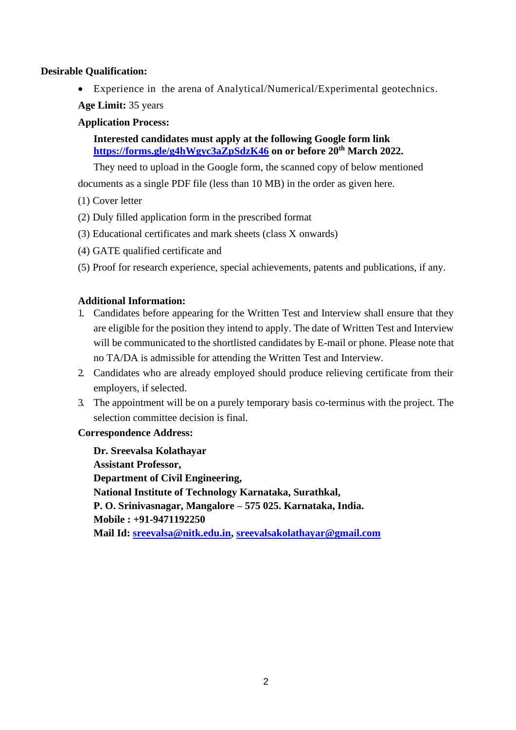**Desirable Qualification:**

- Experience in the arena of Analytical/Numerical/Experimental geotechnics.

**Age Limit:** 35 years

**Application Process:**

**Interested candidates must apply at the following Google form link https://forms.gle/g4hWgyc3aZpSdzK46 on or before 20th March 2022.**

They need to upload in the Google form, the scanned copy of below mentioned documents as a single PDF file (less than 10 MB) in the order as given here.

(1) Cover letter

(2) Duly filled application form in the prescribed format

(3) Educational certificates and mark sheets (class X onwards)

(4) GATE qualified certificate and

(5) Proof for research experience, special achievements, patents and publications, if any.

**Additional Information:**

1. Candidates before appearing for the Written Test and Interview shall ensure that they are eligible for the position they intend to apply. The date of Written Test and Interview will be communicated to the shortlisted candidates by E-mail or phone. Please note that no TA/DA is admissible for attending the Written Test and Interview.
2. Candidates who are already employed should produce relieving certificate from their employers, if selected.
3. The appointment will be on a purely temporary basis co-terminus with the project. The selection committee decision is final.

**Correspondence Address:**

**Dr. Sreevalsa Kolathayar**
**Assistant Professor,**
**Department of Civil Engineering,**
**National Institute of Technology Karnataka, Surathkal,**
**P. O. Srinivasnagar, Mangalore – 575 025. Karnataka, India.**
**Mobile : +91-9471192250**
**Mail Id: sreevalsa@nitk.edu.in, sreevalsakolathayar@gmail.com**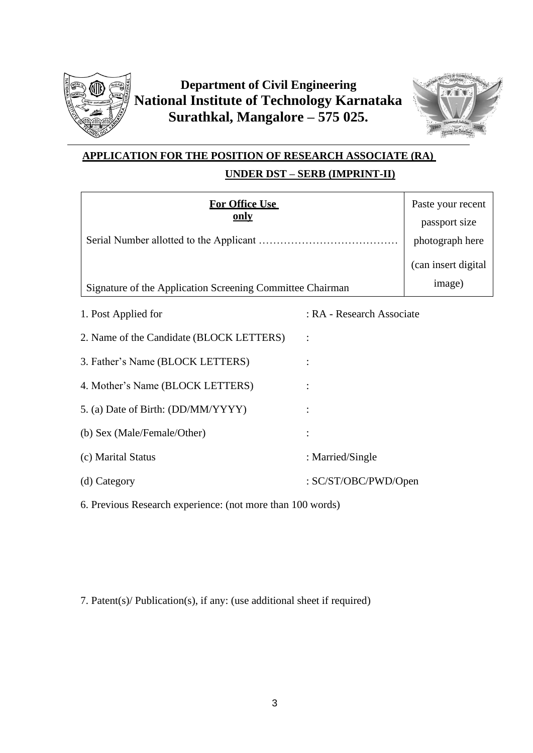# Department of Civil Engineering
# National Institute of Technology Karnataka
# Surathkal, Mangalore – 575 025.

## APPLICATION FOR THE POSITION OF RESEARCH ASSOCIATE (RA) UNDER DST – SERB (IMPRINT-II)

| **For Office Use only** | Paste your recent passport size photograph here (can insert digital image) |
|---|---|
| Serial Number allotted to the Applicant ………………………………… | |
| Signature of the Application Screening Committee Chairman | |

1. Post Applied for : RA - Research Associate
2. Name of the Candidate (BLOCK LETTERS) :
3. Father's Name (BLOCK LETTERS) :
4. Mother's Name (BLOCK LETTERS) :
5. (a) Date of Birth: (DD/MM/YYYY) :

   (b) Sex (Male/Female/Other) :

   (c) Marital Status : Married/Single

   (d) Category : SC/ST/OBC/PWD/Open

6. Previous Research experience: (not more than 100 words)

7. Patent(s)/ Publication(s), if any: (use additional sheet if required)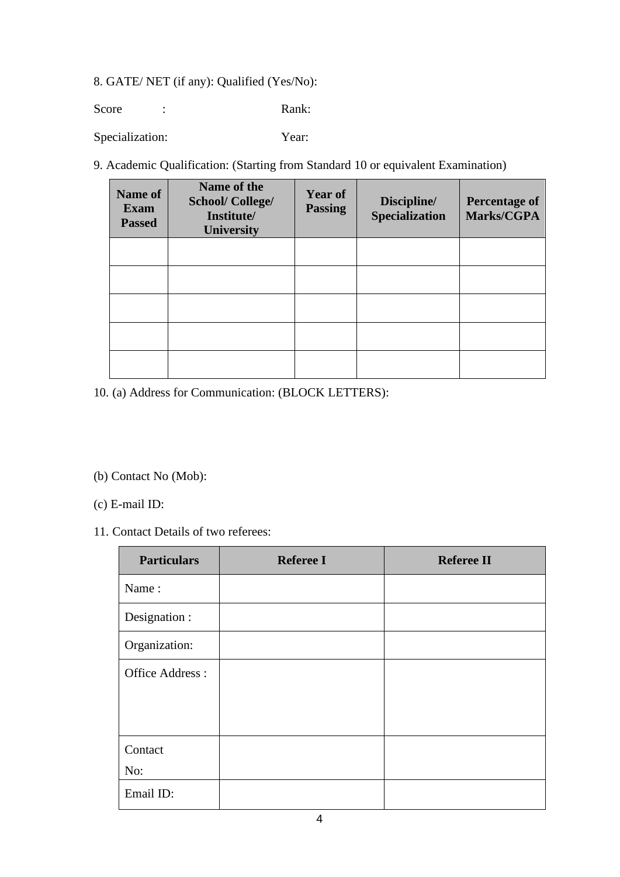8. GATE/ NET (if any): Qualified (Yes/No):

Score : Rank:

Specialization: Year:

9. Academic Qualification: (Starting from Standard 10 or equivalent Examination)

| Name of Exam Passed | Name of the School/ College/ Institute/ University | Year of Passing | Discipline/ Specialization | Percentage of Marks/CGPA |
|---|---|---|---|---|
| | | | | |
| | | | | |
| | | | | |
| | | | | |
| | | | | |

10. (a) Address for Communication: (BLOCK LETTERS):

(b) Contact No (Mob):

(c) E-mail ID:

11. Contact Details of two referees:

| Particulars | Referee I | Referee II |
|---|---|---|
| Name : | | |
| Designation : | | |
| Organization: | | |
| Office Address : | | |
| Contact No: | | |
| Email ID: | | |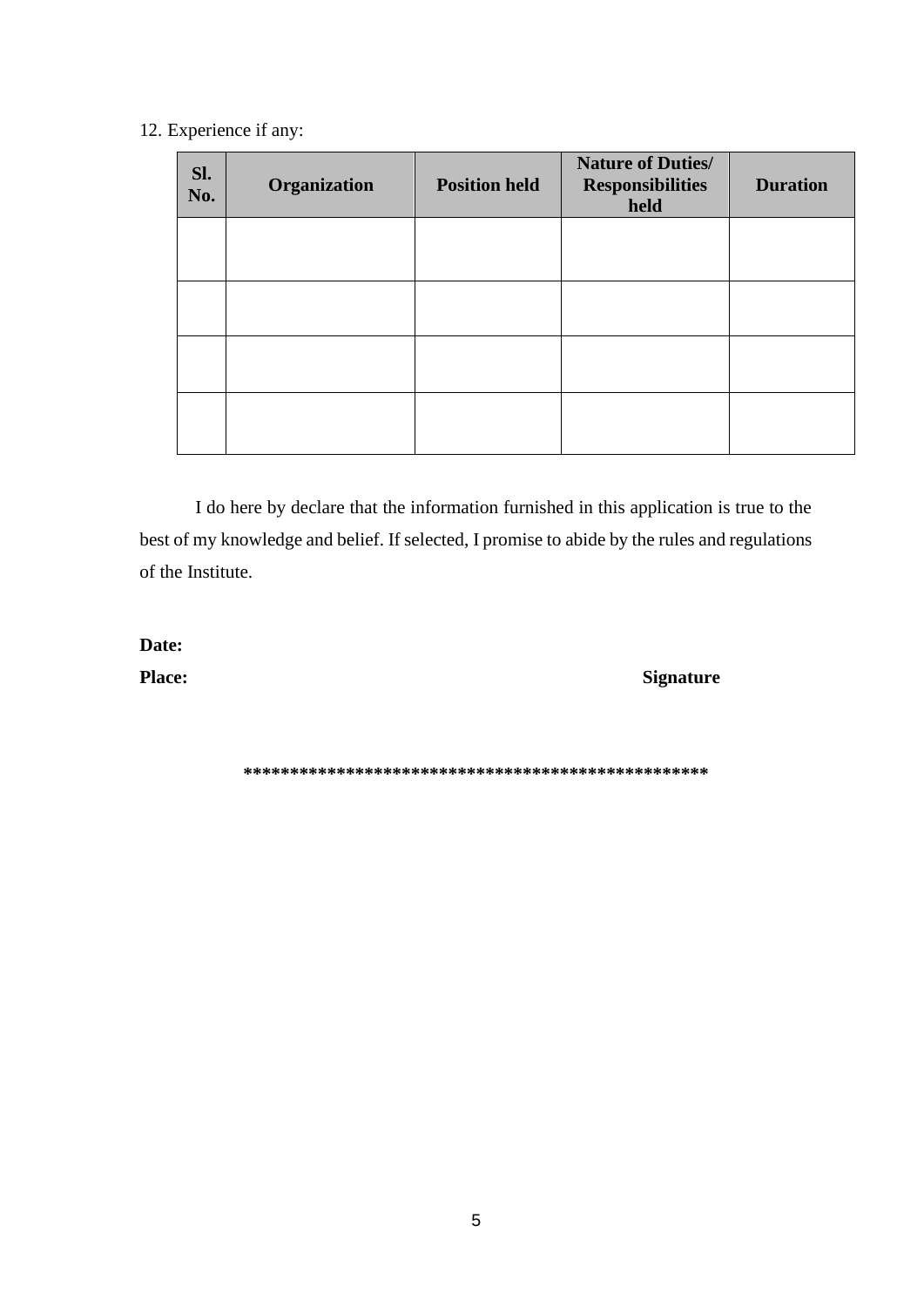12. Experience if any:

| Sl. No. | Organization | Position held | Nature of Duties/ Responsibilities held | Duration |
|---|---|---|---|---|
| | | | | |
| | | | | |
| | | | | |
| | | | | |

I do here by declare that the information furnished in this application is true to the best of my knowledge and belief. If selected, I promise to abide by the rules and regulations of the Institute.

**Date:**

**Place:** **Signature**

**************************************************